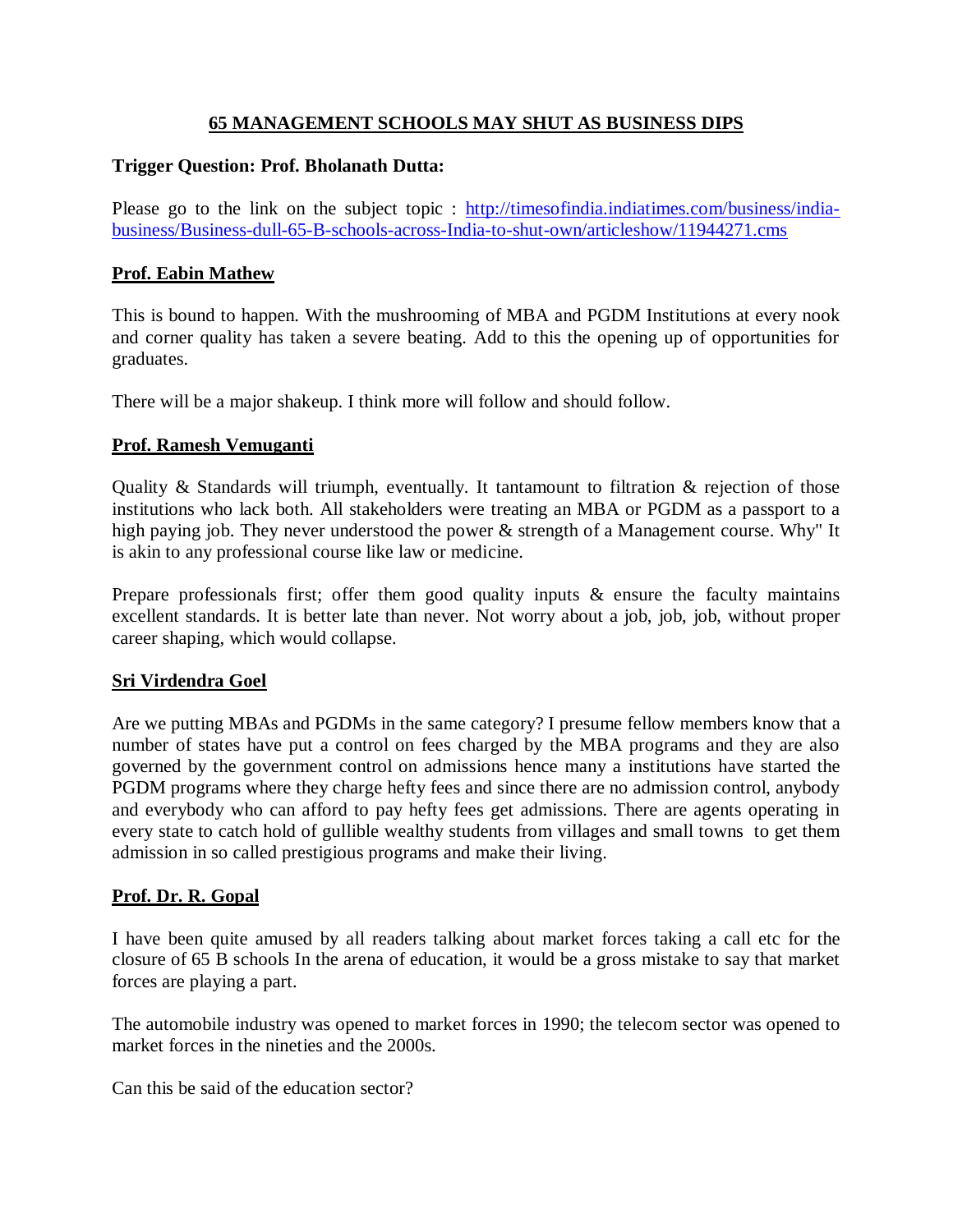# 65 MANAGEMENT SCHOOLS MAY SHUT AS BUSINESS DIPS

**Trigger Question: Prof. Bholanath Dutta:**

Please go to the link on the subject topic : [http://timesofindia.indiatimes.com/business/india-business/Business-dull-65-B-schools-across-India-to-shut-own/articleshow/11944271.cms](http://timesofindia.indiatimes.com/business/india-business/Business-dull-65-B-schools-across-India-to-shut-own/articleshow/11944271.cms)

## Prof. Eabin Mathew

This is bound to happen. With the mushrooming of MBA and PGDM Institutions at every nook and corner quality has taken a severe beating. Add to this the opening up of opportunities for graduates.

There will be a major shakeup. I think more will follow and should follow.

## Prof. Ramesh Vemuganti

Quality & Standards will triumph, eventually. It tantamount to filtration & rejection of those institutions who lack both. All stakeholders were treating an MBA or PGDM as a passport to a high paying job. They never understood the power & strength of a Management course. Why" It is akin to any professional course like law or medicine.

Prepare professionals first; offer them good quality inputs & ensure the faculty maintains excellent standards. It is better late than never. Not worry about a job, job, job, without proper career shaping, which would collapse.

## Sri Virdendra Goel

Are we putting MBAs and PGDMs in the same category? I presume fellow members know that a number of states have put a control on fees charged by the MBA programs and they are also governed by the government control on admissions hence many a institutions have started the PGDM programs where they charge hefty fees and since there are no admission control, anybody and everybody who can afford to pay hefty fees get admissions. There are agents operating in every state to catch hold of gullible wealthy students from villages and small towns to get them admission in so called prestigious programs and make their living.

## Prof. Dr. R. Gopal

I have been quite amused by all readers talking about market forces taking a call etc for the closure of 65 B schools In the arena of education, it would be a gross mistake to say that market forces are playing a part.

The automobile industry was opened to market forces in 1990; the telecom sector was opened to market forces in the nineties and the 2000s.

Can this be said of the education sector?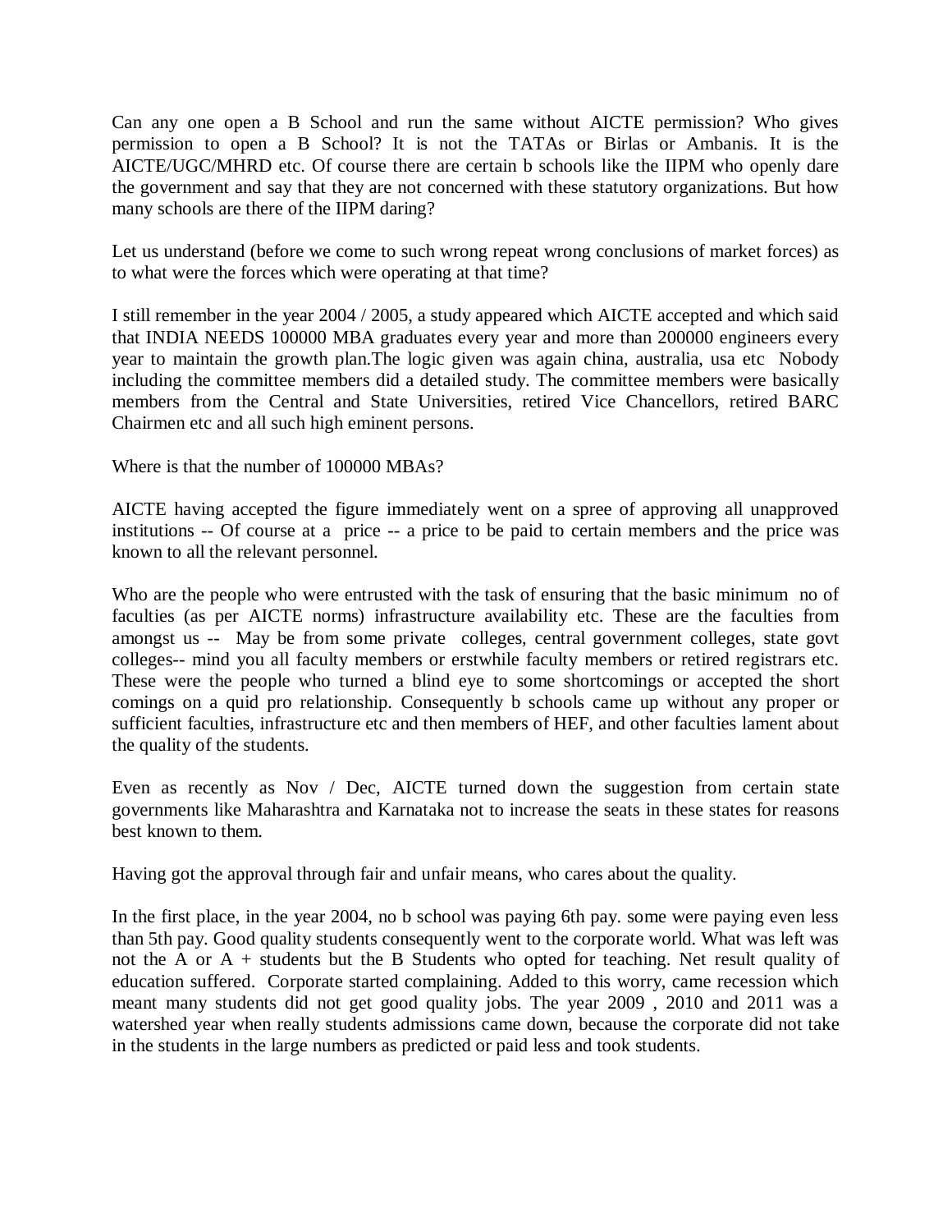Can any one open a B School and run the same without AICTE permission? Who gives permission to open a B School? It is not the TATAs or Birlas or Ambanis. It is the AICTE/UGC/MHRD etc. Of course there are certain b schools like the IIPM who openly dare the government and say that they are not concerned with these statutory organizations. But how many schools are there of the IIPM daring?

Let us understand (before we come to such wrong repeat wrong conclusions of market forces) as to what were the forces which were operating at that time?

I still remember in the year 2004 / 2005, a study appeared which AICTE accepted and which said that INDIA NEEDS 100000 MBA graduates every year and more than 200000 engineers every year to maintain the growth plan.The logic given was again china, australia, usa etc Nobody including the committee members did a detailed study. The committee members were basically members from the Central and State Universities, retired Vice Chancellors, retired BARC Chairmen etc and all such high eminent persons.

Where is that the number of 100000 MBAs?

AICTE having accepted the figure immediately went on a spree of approving all unapproved institutions -- Of course at a price -- a price to be paid to certain members and the price was known to all the relevant personnel.

Who are the people who were entrusted with the task of ensuring that the basic minimum no of faculties (as per AICTE norms) infrastructure availability etc. These are the faculties from amongst us -- May be from some private colleges, central government colleges, state govt colleges-- mind you all faculty members or erstwhile faculty members or retired registrars etc. These were the people who turned a blind eye to some shortcomings or accepted the short comings on a quid pro relationship. Consequently b schools came up without any proper or sufficient faculties, infrastructure etc and then members of HEF, and other faculties lament about the quality of the students.

Even as recently as Nov / Dec, AICTE turned down the suggestion from certain state governments like Maharashtra and Karnataka not to increase the seats in these states for reasons best known to them.

Having got the approval through fair and unfair means, who cares about the quality.

In the first place, in the year 2004, no b school was paying 6th pay. some were paying even less than 5th pay. Good quality students consequently went to the corporate world. What was left was not the A or A + students but the B Students who opted for teaching. Net result quality of education suffered. Corporate started complaining. Added to this worry, came recession which meant many students did not get good quality jobs. The year 2009 , 2010 and 2011 was a watershed year when really students admissions came down, because the corporate did not take in the students in the large numbers as predicted or paid less and took students.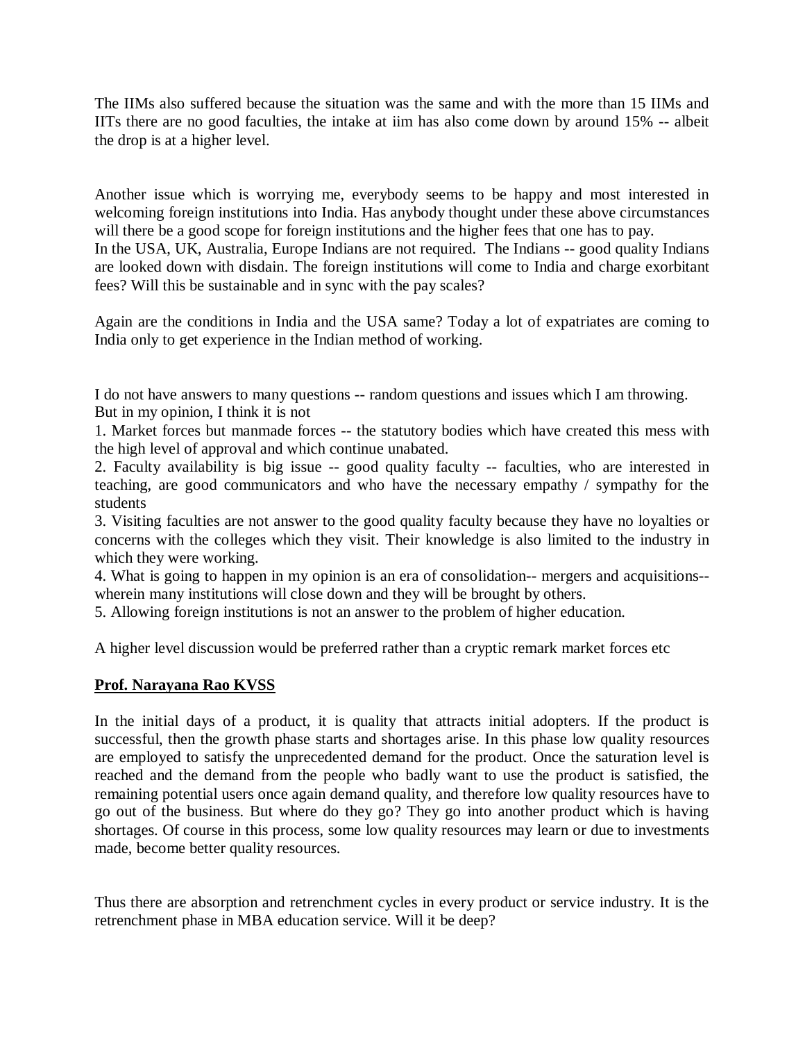The IIMs also suffered because the situation was the same and with the more than 15 IIMs and IITs there are no good faculties, the intake at iim has also come down by around 15% -- albeit the drop is at a higher level.

Another issue which is worrying me, everybody seems to be happy and most interested in welcoming foreign institutions into India. Has anybody thought under these above circumstances will there be a good scope for foreign institutions and the higher fees that one has to pay.
In the USA, UK, Australia, Europe Indians are not required. The Indians -- good quality Indians are looked down with disdain. The foreign institutions will come to India and charge exorbitant fees? Will this be sustainable and in sync with the pay scales?

Again are the conditions in India and the USA same? Today a lot of expatriates are coming to India only to get experience in the Indian method of working.

I do not have answers to many questions -- random questions and issues which I am throwing.
But in my opinion, I think it is not

1. Market forces but manmade forces -- the statutory bodies which have created this mess with the high level of approval and which continue unabated.
2. Faculty availability is big issue -- good quality faculty -- faculties, who are interested in teaching, are good communicators and who have the necessary empathy / sympathy for the students
3. Visiting faculties are not answer to the good quality faculty because they have no loyalties or concerns with the colleges which they visit. Their knowledge is also limited to the industry in which they were working.
4. What is going to happen in my opinion is an era of consolidation-- mergers and acquisitions-- wherein many institutions will close down and they will be brought by others.
5. Allowing foreign institutions is not an answer to the problem of higher education.

A higher level discussion would be preferred rather than a cryptic remark market forces etc

**Prof. Narayana Rao KVSS**

In the initial days of a product, it is quality that attracts initial adopters. If the product is successful, then the growth phase starts and shortages arise. In this phase low quality resources are employed to satisfy the unprecedented demand for the product. Once the saturation level is reached and the demand from the people who badly want to use the product is satisfied, the remaining potential users once again demand quality, and therefore low quality resources have to go out of the business. But where do they go? They go into another product which is having shortages. Of course in this process, some low quality resources may learn or due to investments made, become better quality resources.

Thus there are absorption and retrenchment cycles in every product or service industry. It is the retrenchment phase in MBA education service. Will it be deep?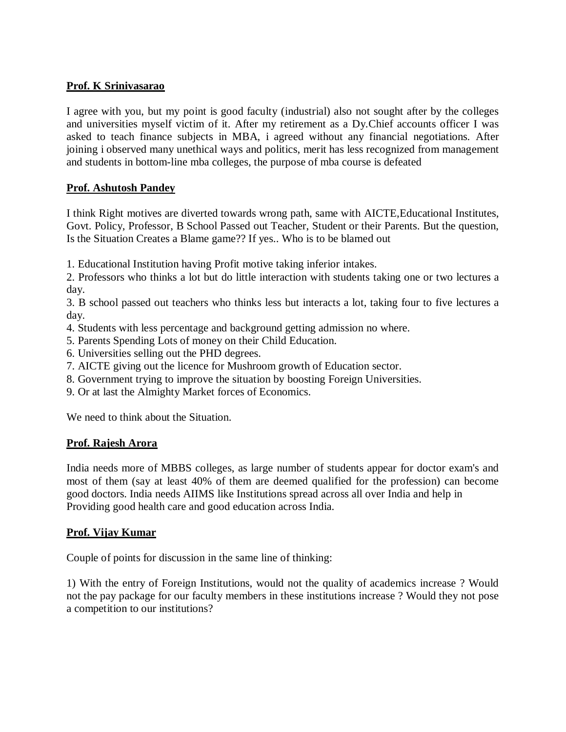**Prof. K Srinivasarao**

I agree with you, but my point is good faculty (industrial) also not sought after by the colleges and universities myself victim of it. After my retirement as a Dy.Chief accounts officer I was asked to teach finance subjects in MBA, i agreed without any financial negotiations. After joining i observed many unethical ways and politics, merit has less recognized from management and students in bottom-line mba colleges, the purpose of mba course is defeated

**Prof. Ashutosh Pandey**

I think Right motives are diverted towards wrong path, same with AICTE,Educational Institutes, Govt. Policy, Professor, B School Passed out Teacher, Student or their Parents. But the question, Is the Situation Creates a Blame game?? If yes.. Who is to be blamed out

1. Educational Institution having Profit motive taking inferior intakes.
2. Professors who thinks a lot but do little interaction with students taking one or two lectures a day.
3. B school passed out teachers who thinks less but interacts a lot, taking four to five lectures a day.
4. Students with less percentage and background getting admission no where.
5. Parents Spending Lots of money on their Child Education.
6. Universities selling out the PHD degrees.
7. AICTE giving out the licence for Mushroom growth of Education sector.
8. Government trying to improve the situation by boosting Foreign Universities.
9. Or at last the Almighty Market forces of Economics.

We need to think about the Situation.

**Prof. Rajesh Arora**

India needs more of MBBS colleges, as large number of students appear for doctor exam's and most of them (say at least 40% of them are deemed qualified for the profession) can become good doctors. India needs AIIMS like Institutions spread across all over India and help in Providing good health care and good education across India.

**Prof. Vijay Kumar**

Couple of points for discussion in the same line of thinking:

1) With the entry of Foreign Institutions, would not the quality of academics increase ? Would not the pay package for our faculty members in these institutions increase ? Would they not pose a competition to our institutions?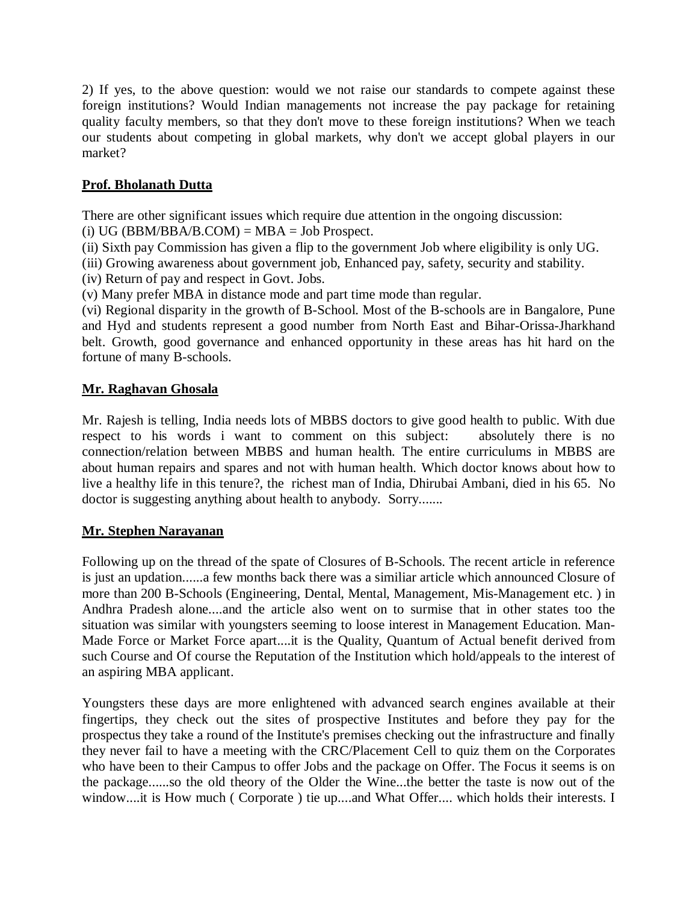2) If yes, to the above question: would we not raise our standards to compete against these foreign institutions? Would Indian managements not increase the pay package for retaining quality faculty members, so that they don't move to these foreign institutions? When we teach our students about competing in global markets, why don't we accept global players in our market?

**Prof. Bholanath Dutta**

There are other significant issues which require due attention in the ongoing discussion:

(i) UG (BBM/BBA/B.COM) = MBA = Job Prospect.

(ii) Sixth pay Commission has given a flip to the government Job where eligibility is only UG.

(iii) Growing awareness about government job, Enhanced pay, safety, security and stability.

(iv) Return of pay and respect in Govt. Jobs.

(v) Many prefer MBA in distance mode and part time mode than regular.

(vi) Regional disparity in the growth of B-School. Most of the B-schools are in Bangalore, Pune and Hyd and students represent a good number from North East and Bihar-Orissa-Jharkhand belt. Growth, good governance and enhanced opportunity in these areas has hit hard on the fortune of many B-schools.

**Mr. Raghavan Ghosala**

Mr. Rajesh is telling, India needs lots of MBBS doctors to give good health to public. With due respect to his words i want to comment on this subject: absolutely there is no connection/relation between MBBS and human health. The entire curriculums in MBBS are about human repairs and spares and not with human health. Which doctor knows about how to live a healthy life in this tenure?, the richest man of India, Dhirubai Ambani, died in his 65. No doctor is suggesting anything about health to anybody. Sorry.......

**Mr. Stephen Narayanan**

Following up on the thread of the spate of Closures of B-Schools. The recent article in reference is just an updation......a few months back there was a similiar article which announced Closure of more than 200 B-Schools (Engineering, Dental, Mental, Management, Mis-Management etc. ) in Andhra Pradesh alone....and the article also went on to surmise that in other states too the situation was similar with youngsters seeming to loose interest in Management Education. Man-Made Force or Market Force apart....it is the Quality, Quantum of Actual benefit derived from such Course and Of course the Reputation of the Institution which hold/appeals to the interest of an aspiring MBA applicant.

Youngsters these days are more enlightened with advanced search engines available at their fingertips, they check out the sites of prospective Institutes and before they pay for the prospectus they take a round of the Institute's premises checking out the infrastructure and finally they never fail to have a meeting with the CRC/Placement Cell to quiz them on the Corporates who have been to their Campus to offer Jobs and the package on Offer. The Focus it seems is on the package......so the old theory of the Older the Wine...the better the taste is now out of the window....it is How much ( Corporate ) tie up....and What Offer.... which holds their interests. I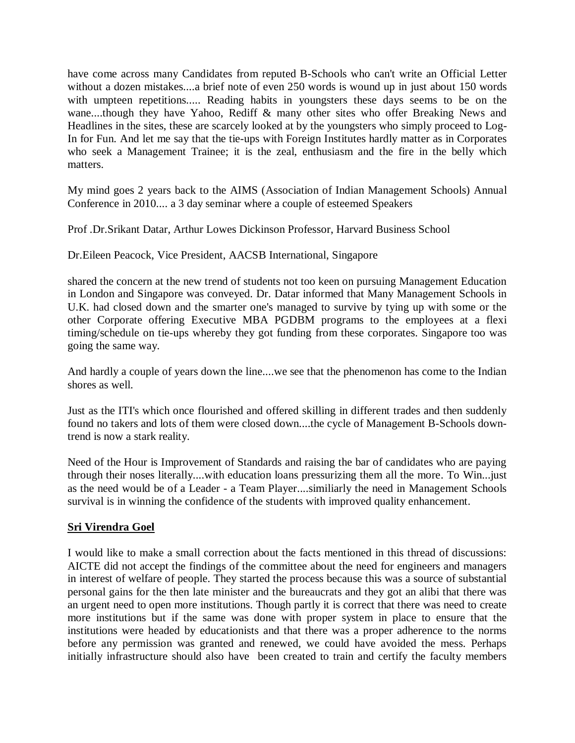have come across many Candidates from reputed B-Schools who can't write an Official Letter without a dozen mistakes....a brief note of even 250 words is wound up in just about 150 words with umpteen repetitions..... Reading habits in youngsters these days seems to be on the wane....though they have Yahoo, Rediff & many other sites who offer Breaking News and Headlines in the sites, these are scarcely looked at by the youngsters who simply proceed to Log-In for Fun. And let me say that the tie-ups with Foreign Institutes hardly matter as in Corporates who seek a Management Trainee; it is the zeal, enthusiasm and the fire in the belly which matters.

My mind goes 2 years back to the AIMS (Association of Indian Management Schools) Annual Conference in 2010.... a 3 day seminar where a couple of esteemed Speakers

Prof .Dr.Srikant Datar, Arthur Lowes Dickinson Professor, Harvard Business School

Dr.Eileen Peacock, Vice President, AACSB International, Singapore

shared the concern at the new trend of students not too keen on pursuing Management Education in London and Singapore was conveyed. Dr. Datar informed that Many Management Schools in U.K. had closed down and the smarter one's managed to survive by tying up with some or the other Corporate offering Executive MBA PGDBM programs to the employees at a flexi timing/schedule on tie-ups whereby they got funding from these corporates. Singapore too was going the same way.

And hardly a couple of years down the line....we see that the phenomenon has come to the Indian shores as well.

Just as the ITI's which once flourished and offered skilling in different trades and then suddenly found no takers and lots of them were closed down....the cycle of Management B-Schools down-trend is now a stark reality.

Need of the Hour is Improvement of Standards and raising the bar of candidates who are paying through their noses literally....with education loans pressurizing them all the more. To Win...just as the need would be of a Leader - a Team Player....similiarly the need in Management Schools survival is in winning the confidence of the students with improved quality enhancement.

**Sri Virendra Goel**

I would like to make a small correction about the facts mentioned in this thread of discussions: AICTE did not accept the findings of the committee about the need for engineers and managers in interest of welfare of people. They started the process because this was a source of substantial personal gains for the then late minister and the bureaucrats and they got an alibi that there was an urgent need to open more institutions. Though partly it is correct that there was need to create more institutions but if the same was done with proper system in place to ensure that the institutions were headed by educationists and that there was a proper adherence to the norms before any permission was granted and renewed, we could have avoided the mess. Perhaps initially infrastructure should also have been created to train and certify the faculty members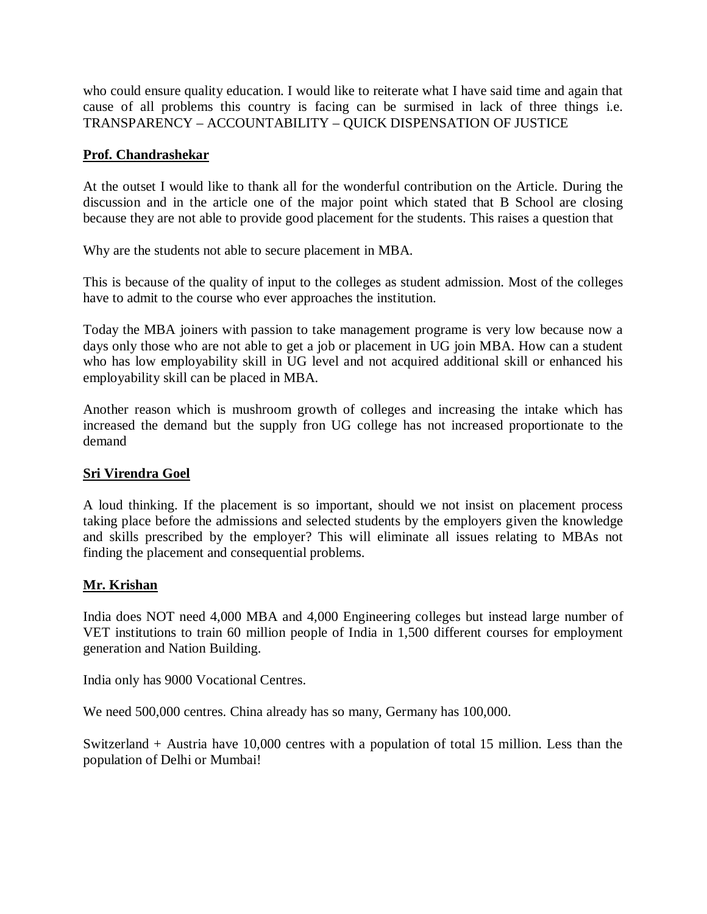who could ensure quality education. I would like to reiterate what I have said time and again that cause of all problems this country is facing can be surmised in lack of three things i.e. TRANSPARENCY – ACCOUNTABILITY – QUICK DISPENSATION OF JUSTICE

**Prof. Chandrashekar**

At the outset I would like to thank all for the wonderful contribution on the Article. During the discussion and in the article one of the major point which stated that B School are closing because they are not able to provide good placement for the students. This raises a question that

Why are the students not able to secure placement in MBA.

This is because of the quality of input to the colleges as student admission. Most of the colleges have to admit to the course who ever approaches the institution.

Today the MBA joiners with passion to take management programe is very low because now a days only those who are not able to get a job or placement in UG join MBA. How can a student who has low employability skill in UG level and not acquired additional skill or enhanced his employability skill can be placed in MBA.

Another reason which is mushroom growth of colleges and increasing the intake which has increased the demand but the supply fron UG college has not increased proportionate to the demand

**Sri Virendra Goel**

A loud thinking. If the placement is so important, should we not insist on placement process taking place before the admissions and selected students by the employers given the knowledge and skills prescribed by the employer? This will eliminate all issues relating to MBAs not finding the placement and consequential problems.

**Mr. Krishan**

India does NOT need 4,000 MBA and 4,000 Engineering colleges but instead large number of VET institutions to train 60 million people of India in 1,500 different courses for employment generation and Nation Building.

India only has 9000 Vocational Centres.

We need 500,000 centres. China already has so many, Germany has 100,000.

Switzerland + Austria have 10,000 centres with a population of total 15 million. Less than the population of Delhi or Mumbai!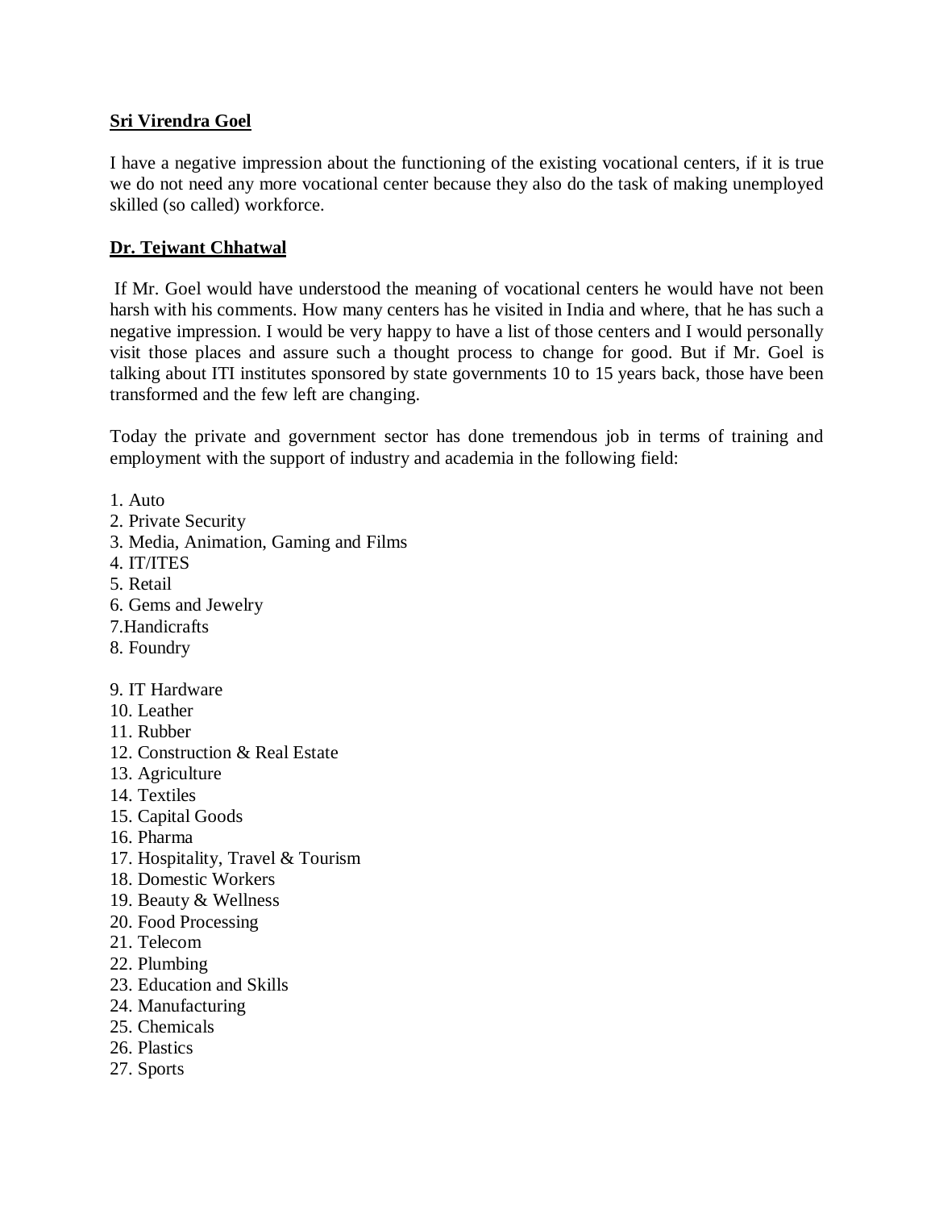**Sri Virendra Goel**

I have a negative impression about the functioning of the existing vocational centers, if it is true we do not need any more vocational center because they also do the task of making unemployed skilled (so called) workforce.

**Dr. Tejwant Chhatwal**

If Mr. Goel would have understood the meaning of vocational centers he would have not been harsh with his comments. How many centers has he visited in India and where, that he has such a negative impression. I would be very happy to have a list of those centers and I would personally visit those places and assure such a thought process to change for good. But if Mr. Goel is talking about ITI institutes sponsored by state governments 10 to 15 years back, those have been transformed and the few left are changing.

Today the private and government sector has done tremendous job in terms of training and employment with the support of industry and academia in the following field:

1. Auto
2. Private Security
3. Media, Animation, Gaming and Films
4. IT/ITES
5. Retail
6. Gems and Jewelry
7. Handicrafts
8. Foundry
9. IT Hardware
10. Leather
11. Rubber
12. Construction & Real Estate
13. Agriculture
14. Textiles
15. Capital Goods
16. Pharma
17. Hospitality, Travel & Tourism
18. Domestic Workers
19. Beauty & Wellness
20. Food Processing
21. Telecom
22. Plumbing
23. Education and Skills
24. Manufacturing
25. Chemicals
26. Plastics
27. Sports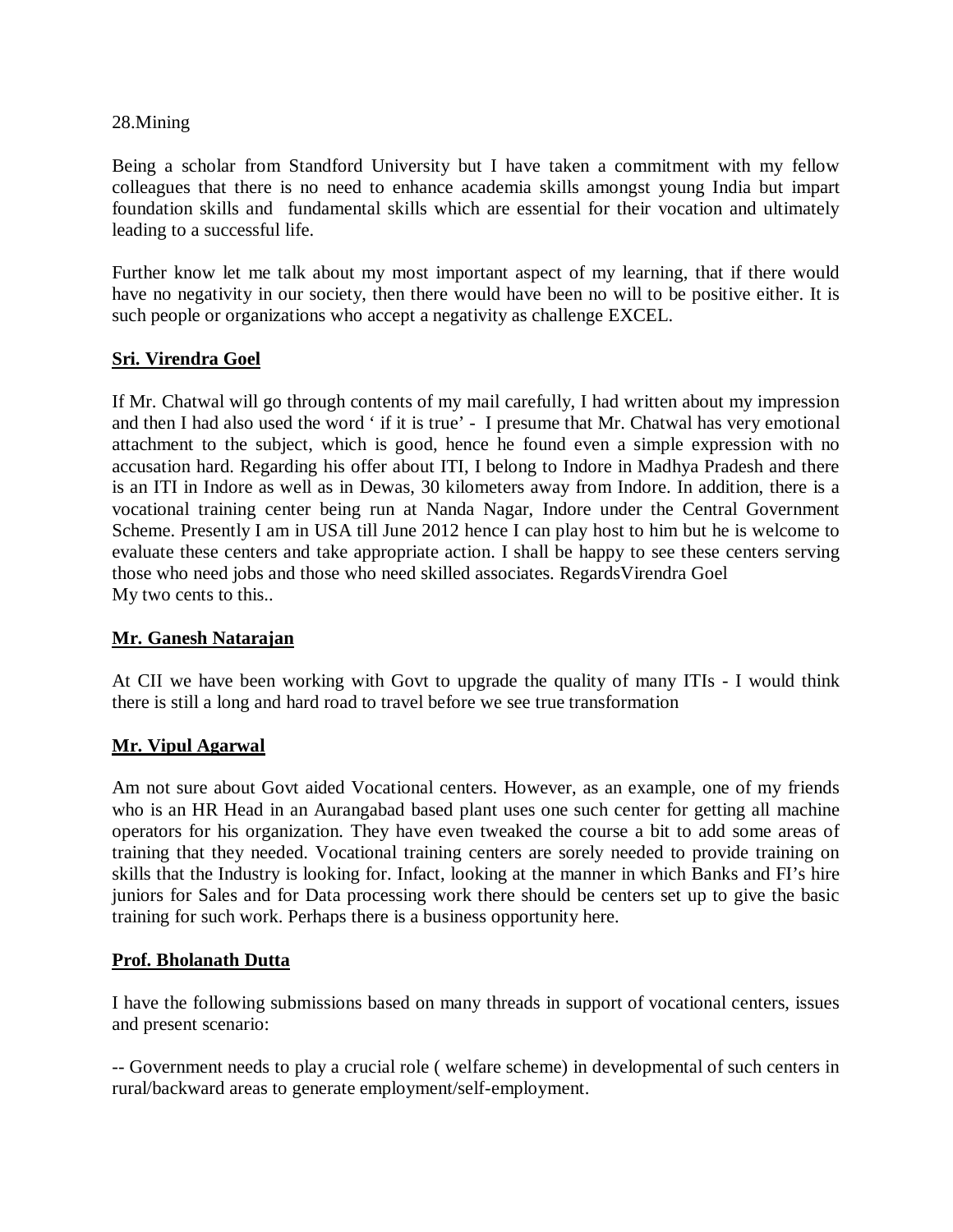28.Mining

Being a scholar from Standford University but I have taken a commitment with my fellow colleagues that there is no need to enhance academia skills amongst young India but impart foundation skills and fundamental skills which are essential for their vocation and ultimately leading to a successful life.

Further know let me talk about my most important aspect of my learning, that if there would have no negativity in our society, then there would have been no will to be positive either. It is such people or organizations who accept a negativity as challenge EXCEL.

**Sri. Virendra Goel**

If Mr. Chatwal will go through contents of my mail carefully, I had written about my impression and then I had also used the word ' if it is true' - I presume that Mr. Chatwal has very emotional attachment to the subject, which is good, hence he found even a simple expression with no accusation hard. Regarding his offer about ITI, I belong to Indore in Madhya Pradesh and there is an ITI in Indore as well as in Dewas, 30 kilometers away from Indore. In addition, there is a vocational training center being run at Nanda Nagar, Indore under the Central Government Scheme. Presently I am in USA till June 2012 hence I can play host to him but he is welcome to evaluate these centers and take appropriate action. I shall be happy to see these centers serving those who need jobs and those who need skilled associates. RegardsVirendra Goel
My two cents to this..

**Mr. Ganesh Natarajan**

At CII we have been working with Govt to upgrade the quality of many ITIs - I would think there is still a long and hard road to travel before we see true transformation

**Mr. Vipul Agarwal**

Am not sure about Govt aided Vocational centers. However, as an example, one of my friends who is an HR Head in an Aurangabad based plant uses one such center for getting all machine operators for his organization. They have even tweaked the course a bit to add some areas of training that they needed. Vocational training centers are sorely needed to provide training on skills that the Industry is looking for. Infact, looking at the manner in which Banks and FI's hire juniors for Sales and for Data processing work there should be centers set up to give the basic training for such work. Perhaps there is a business opportunity here.

**Prof. Bholanath Dutta**

I have the following submissions based on many threads in support of vocational centers, issues and present scenario:

-- Government needs to play a crucial role ( welfare scheme) in developmental of such centers in rural/backward areas to generate employment/self-employment.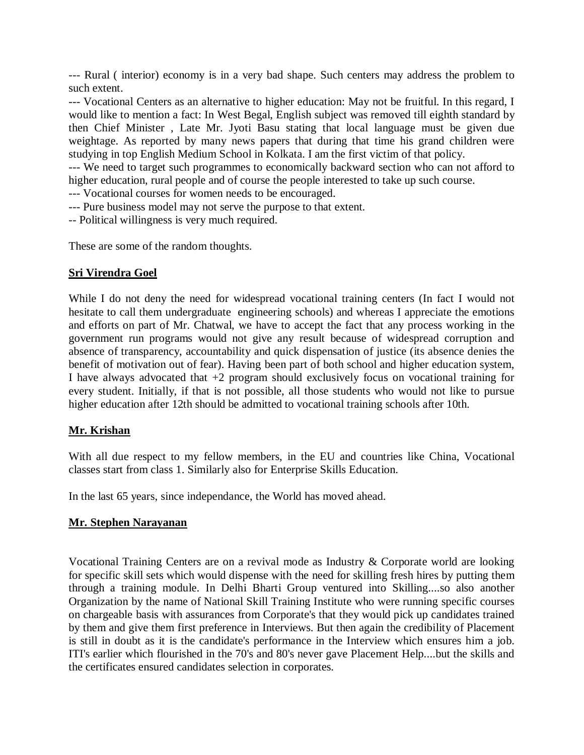--- Rural ( interior) economy is in a very bad shape. Such centers may address the problem to such extent.

--- Vocational Centers as an alternative to higher education: May not be fruitful. In this regard, I would like to mention a fact: In West Begal, English subject was removed till eighth standard by then Chief Minister , Late Mr. Jyoti Basu stating that local language must be given due weightage. As reported by many news papers that during that time his grand children were studying in top English Medium School in Kolkata. I am the first victim of that policy.

--- We need to target such programmes to economically backward section who can not afford to higher education, rural people and of course the people interested to take up such course.

--- Vocational courses for women needs to be encouraged.

--- Pure business model may not serve the purpose to that extent.

-- Political willingness is very much required.

These are some of the random thoughts.

**Sri Virendra Goel**

While I do not deny the need for widespread vocational training centers (In fact I would not hesitate to call them undergraduate engineering schools) and whereas I appreciate the emotions and efforts on part of Mr. Chatwal, we have to accept the fact that any process working in the government run programs would not give any result because of widespread corruption and absence of transparency, accountability and quick dispensation of justice (its absence denies the benefit of motivation out of fear). Having been part of both school and higher education system, I have always advocated that +2 program should exclusively focus on vocational training for every student. Initially, if that is not possible, all those students who would not like to pursue higher education after 12th should be admitted to vocational training schools after 10th.

**Mr. Krishan**

With all due respect to my fellow members, in the EU and countries like China, Vocational classes start from class 1. Similarly also for Enterprise Skills Education.

In the last 65 years, since independance, the World has moved ahead.

**Mr. Stephen Narayanan**

Vocational Training Centers are on a revival mode as Industry & Corporate world are looking for specific skill sets which would dispense with the need for skilling fresh hires by putting them through a training module. In Delhi Bharti Group ventured into Skilling....so also another Organization by the name of National Skill Training Institute who were running specific courses on chargeable basis with assurances from Corporate's that they would pick up candidates trained by them and give them first preference in Interviews. But then again the credibility of Placement is still in doubt as it is the candidate's performance in the Interview which ensures him a job. ITI's earlier which flourished in the 70's and 80's never gave Placement Help....but the skills and the certificates ensured candidates selection in corporates.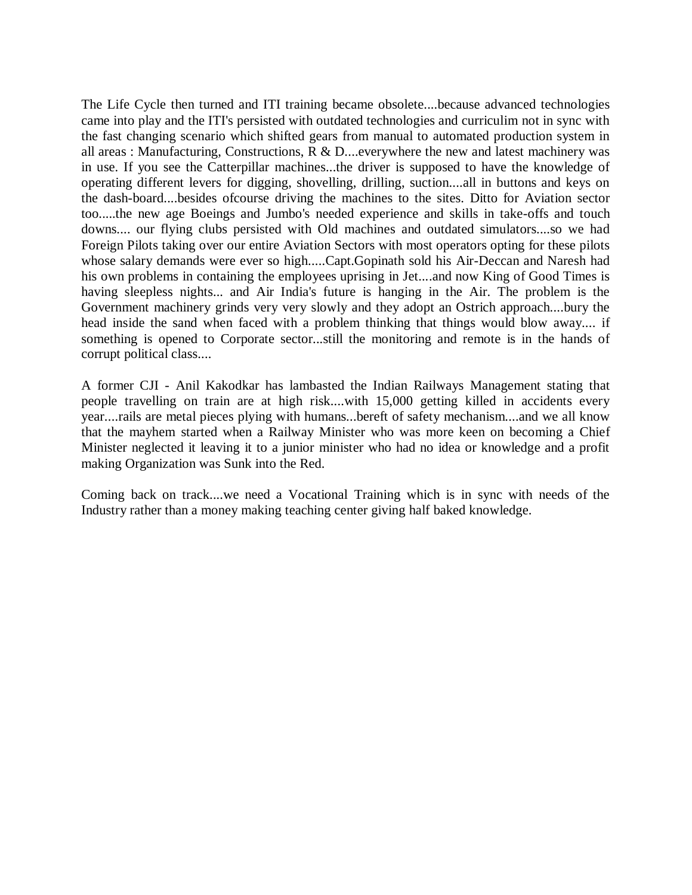The Life Cycle then turned and ITI training became obsolete....because advanced technologies came into play and the ITI's persisted with outdated technologies and curriculim not in sync with the fast changing scenario which shifted gears from manual to automated production system in all areas : Manufacturing, Constructions, R & D....everywhere the new and latest machinery was in use. If you see the Catterpillar machines...the driver is supposed to have the knowledge of operating different levers for digging, shovelling, drilling, suction....all in buttons and keys on the dash-board....besides ofcourse driving the machines to the sites. Ditto for Aviation sector too.....the new age Boeings and Jumbo's needed experience and skills in take-offs and touch downs.... our flying clubs persisted with Old machines and outdated simulators....so we had Foreign Pilots taking over our entire Aviation Sectors with most operators opting for these pilots whose salary demands were ever so high.....Capt.Gopinath sold his Air-Deccan and Naresh had his own problems in containing the employees uprising in Jet....and now King of Good Times is having sleepless nights... and Air India's future is hanging in the Air. The problem is the Government machinery grinds very very slowly and they adopt an Ostrich approach....bury the head inside the sand when faced with a problem thinking that things would blow away.... if something is opened to Corporate sector...still the monitoring and remote is in the hands of corrupt political class....

A former CJI - Anil Kakodkar has lambasted the Indian Railways Management stating that people travelling on train are at high risk....with 15,000 getting killed in accidents every year....rails are metal pieces plying with humans...bereft of safety mechanism....and we all know that the mayhem started when a Railway Minister who was more keen on becoming a Chief Minister neglected it leaving it to a junior minister who had no idea or knowledge and a profit making Organization was Sunk into the Red.

Coming back on track....we need a Vocational Training which is in sync with needs of the Industry rather than a money making teaching center giving half baked knowledge.